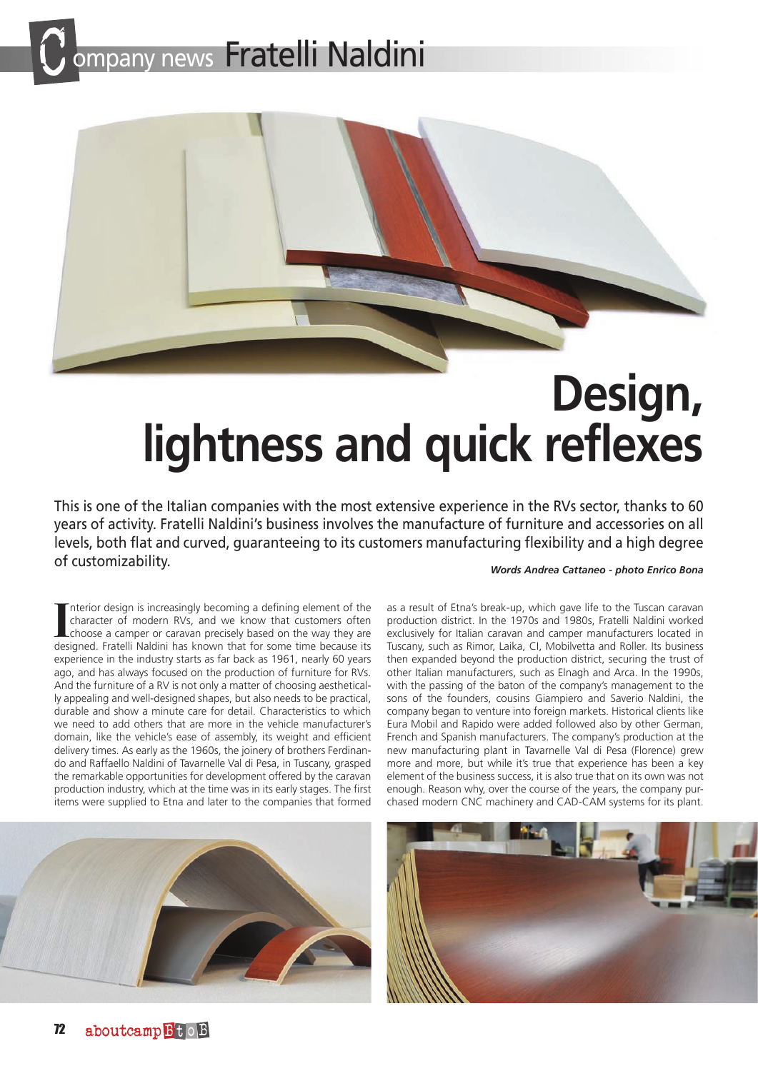# Company news Fratelli Naldini

# Design, lightness and quick reflexes

This is one of the Italian companies with the most extensive experience in the RVs sector, thanks to 60 years of activity. Fratelli Naldini's business involves the manufacture of furniture and accessories on all levels, both flat and curved, guaranteeing to its customers manufacturing flexibility and a high degree of customizability.

***Words Andrea Cattaneo - photo Enrico Bona***

Interior design is increasingly becoming a defining element of the character of modern RVs, and we know that customers often choose a camper or caravan precisely based on the way they are designed. Fratelli Naldini has known that for some time because its experience in the industry starts as far back as 1961, nearly 60 years ago, and has always focused on the production of furniture for RVs. And the furniture of a RV is not only a matter of choosing aesthetically appealing and well-designed shapes, but also needs to be practical, durable and show a minute care for detail. Characteristics to which we need to add others that are more in the vehicle manufacturer's domain, like the vehicle's ease of assembly, its weight and efficient delivery times. As early as the 1960s, the joinery of brothers Ferdinando and Raffaello Naldini of Tavarnelle Val di Pesa, in Tuscany, grasped the remarkable opportunities for development offered by the caravan production industry, which at the time was in its early stages. The first items were supplied to Etna and later to the companies that formed as a result of Etna's break-up, which gave life to the Tuscan caravan production district. In the 1970s and 1980s, Fratelli Naldini worked exclusively for Italian caravan and camper manufacturers located in Tuscany, such as Rimor, Laika, CI, Mobilvetta and Roller. Its business then expanded beyond the production district, securing the trust of other Italian manufacturers, such as Elnagh and Arca. In the 1990s, with the passing of the baton of the company's management to the sons of the founders, cousins Giampiero and Saverio Naldini, the company began to venture into foreign markets. Historical clients like Eura Mobil and Rapido were added followed also by other German, French and Spanish manufacturers. The company's production at the new manufacturing plant in Tavarnelle Val di Pesa (Florence) grew more and more, but while it's true that experience has been a key element of the business success, it is also true that on its own was not enough. Reason why, over the course of the years, the company purchased modern CNC machinery and CAD-CAM systems for its plant.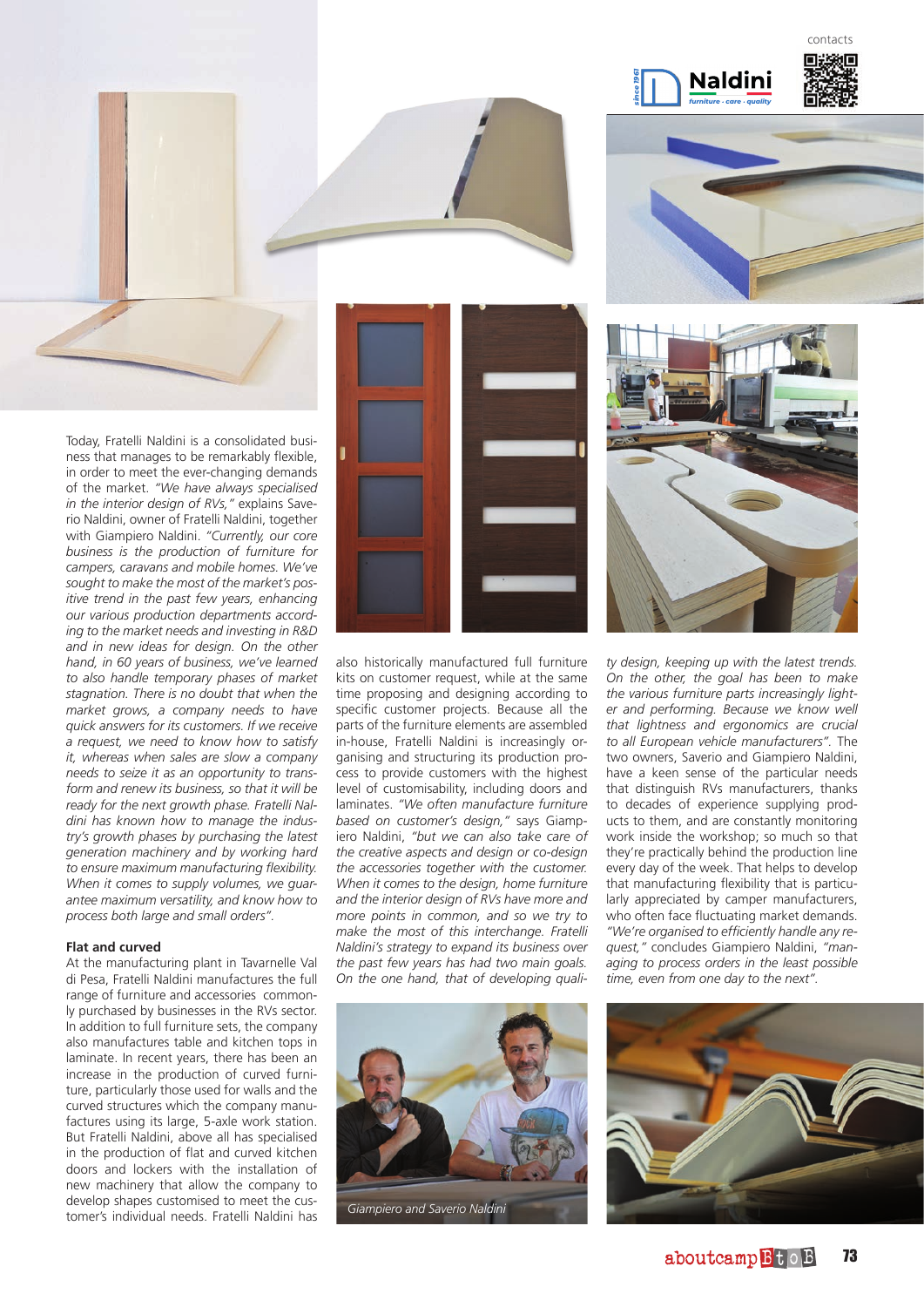contacts

Naldini
since 1961
furniture · care · quality

Today, Fratelli Naldini is a consolidated business that manages to be remarkably flexible, in order to meet the ever-changing demands of the market. *"We have always specialised in the interior design of RVs,"* explains Saverio Naldini, owner of Fratelli Naldini, together with Giampiero Naldini. *"Currently, our core business is the production of furniture for campers, caravans and mobile homes. We've sought to make the most of the market's positive trend in the past few years, enhancing our various production departments according to the market needs and investing in R&D and in new ideas for design. On the other hand, in 60 years of business, we've learned to also handle temporary phases of market stagnation. There is no doubt that when the market grows, a company needs to have quick answers for its customers. If we receive a request, we need to know how to satisfy it, whereas when sales are slow a company needs to seize it as an opportunity to transform and renew its business, so that it will be ready for the next growth phase. Fratelli Naldini has known how to manage the industry's growth phases by purchasing the latest generation machinery and by working hard to ensure maximum manufacturing flexibility. When it comes to supply volumes, we guarantee maximum versatility, and know how to process both large and small orders"*.

**Flat and curved**

At the manufacturing plant in Tavarnelle Val di Pesa, Fratelli Naldini manufactures the full range of furniture and accessories commonly purchased by businesses in the RVs sector. In addition to full furniture sets, the company also manufactures table and kitchen tops in laminate. In recent years, there has been an increase in the production of curved furniture, particularly those used for walls and the curved structures which the company manufactures using its large, 5-axle work station. But Fratelli Naldini, above all has specialised in the production of flat and curved kitchen doors and lockers with the installation of new machinery that allow the company to develop shapes customised to meet the customer's individual needs. Fratelli Naldini has also historically manufactured full furniture kits on customer request, while at the same time proposing and designing according to specific customer projects. Because all the parts of the furniture elements are assembled in-house, Fratelli Naldini is increasingly organising and structuring its production process to provide customers with the highest level of customisability, including doors and laminates. *"We often manufacture furniture based on customer's design,"* says Giampiero Naldini, *"but we can also take care of the creative aspects and design or co-design the accessories together with the customer. When it comes to the design, home furniture and the interior design of RVs have more and more points in common, and so we try to make the most of this interchange. Fratelli Naldini's strategy to expand its business over the past few years has had two main goals. On the one hand, that of developing quality design, keeping up with the latest trends. On the other, the goal has been to make the various furniture parts increasingly lighter and performing. Because we know well that lightness and ergonomics are crucial to all European vehicle manufacturers"*. The two owners, Saverio and Giampiero Naldini, have a keen sense of the particular needs that distinguish RVs manufacturers, thanks to decades of experience supplying products to them, and are constantly monitoring work inside the workshop; so much so that they're practically behind the production line every day of the week. That helps to develop that manufacturing flexibility that is particularly appreciated by camper manufacturers, who often face fluctuating market demands. *"We're organised to efficiently handle any request,"* concludes Giampiero Naldini, *"managing to process orders in the least possible time, even from one day to the next"*.

*Giampiero and Saverio Naldini*